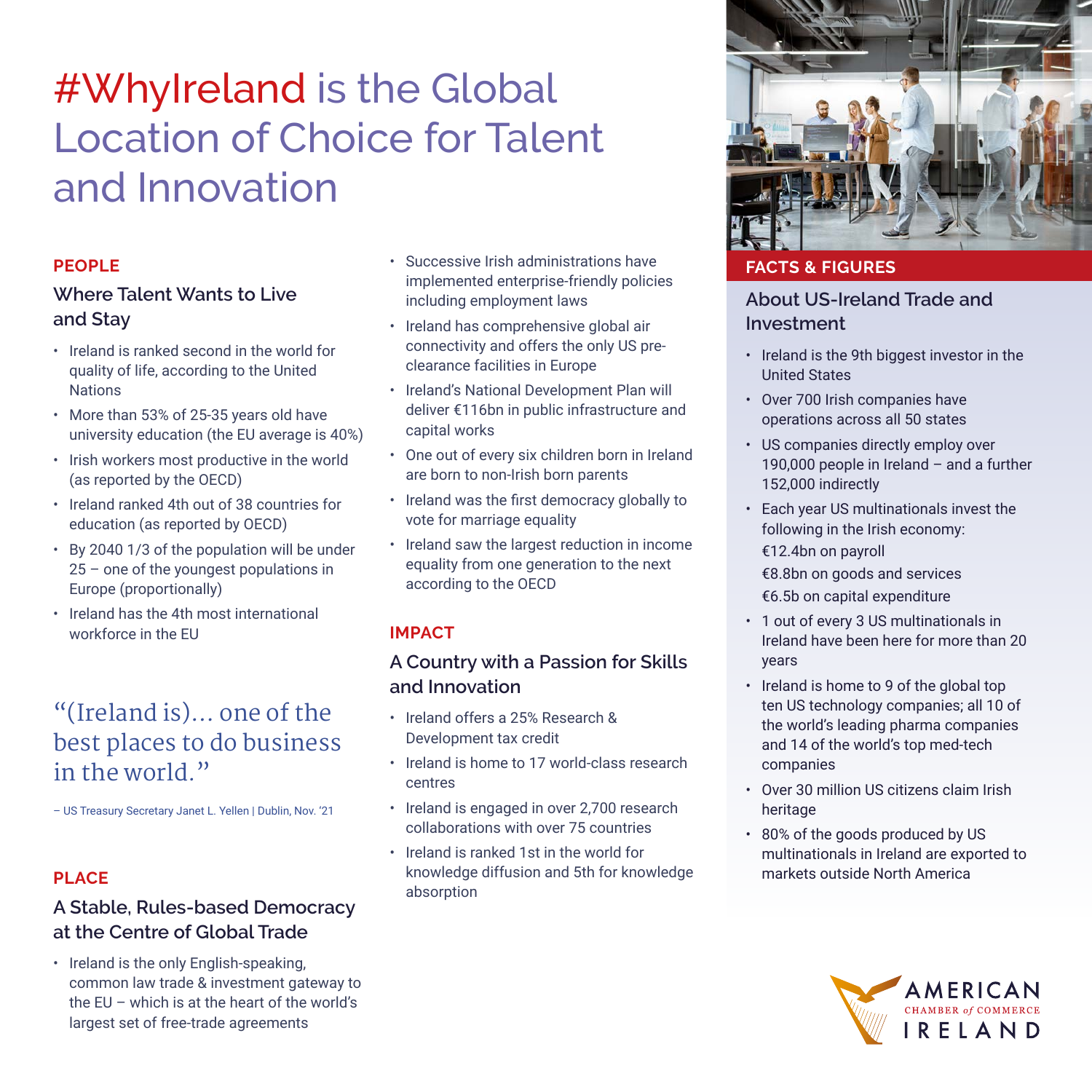# #WhyIreland is the Global Location of Choice for Talent and Innovation

## PEOPLE

### Where Talent Wants to Live and Stay

- Ireland is ranked second in the world for quality of life, according to the United Nations
- More than 53% of 25-35 years old have university education (the EU average is 40%)
- Irish workers most productive in the world (as reported by the OECD)
- Ireland ranked 4th out of 38 countries for education (as reported by OECD)
- By 2040 1/3 of the population will be under 25 – one of the youngest populations in Europe (proportionally)
- Ireland has the 4th most international workforce in the EU

> "(Ireland is)… one of the best places to do business in the world."
>
> – US Treasury Secretary Janet L. Yellen | Dublin, Nov. '21

## PLACE

### A Stable, Rules-based Democracy at the Centre of Global Trade

- Ireland is the only English-speaking, common law trade & investment gateway to the EU – which is at the heart of the world's largest set of free-trade agreements
- Successive Irish administrations have implemented enterprise-friendly policies including employment laws
- Ireland has comprehensive global air connectivity and offers the only US pre-clearance facilities in Europe
- Ireland's National Development Plan will deliver €116bn in public infrastructure and capital works
- One out of every six children born in Ireland are born to non-Irish born parents
- Ireland was the first democracy globally to vote for marriage equality
- Ireland saw the largest reduction in income equality from one generation to the next according to the OECD

## IMPACT

### A Country with a Passion for Skills and Innovation

- Ireland offers a 25% Research & Development tax credit
- Ireland is home to 17 world-class research centres
- Ireland is engaged in over 2,700 research collaborations with over 75 countries
- Ireland is ranked 1st in the world for knowledge diffusion and 5th for knowledge absorption

## FACTS & FIGURES

### About US-Ireland Trade and Investment

- Ireland is the 9th biggest investor in the United States
- Over 700 Irish companies have operations across all 50 states
- US companies directly employ over 190,000 people in Ireland – and a further 152,000 indirectly
- Each year US multinationals invest the following in the Irish economy:
  €12.4bn on payroll
  €8.8bn on goods and services
  €6.5b on capital expenditure
- 1 out of every 3 US multinationals in Ireland have been here for more than 20 years
- Ireland is home to 9 of the global top ten US technology companies; all 10 of the world's leading pharma companies and 14 of the world's top med-tech companies
- Over 30 million US citizens claim Irish heritage
- 80% of the goods produced by US multinationals in Ireland are exported to markets outside North America

AMERICAN CHAMBER of COMMERCE IRELAND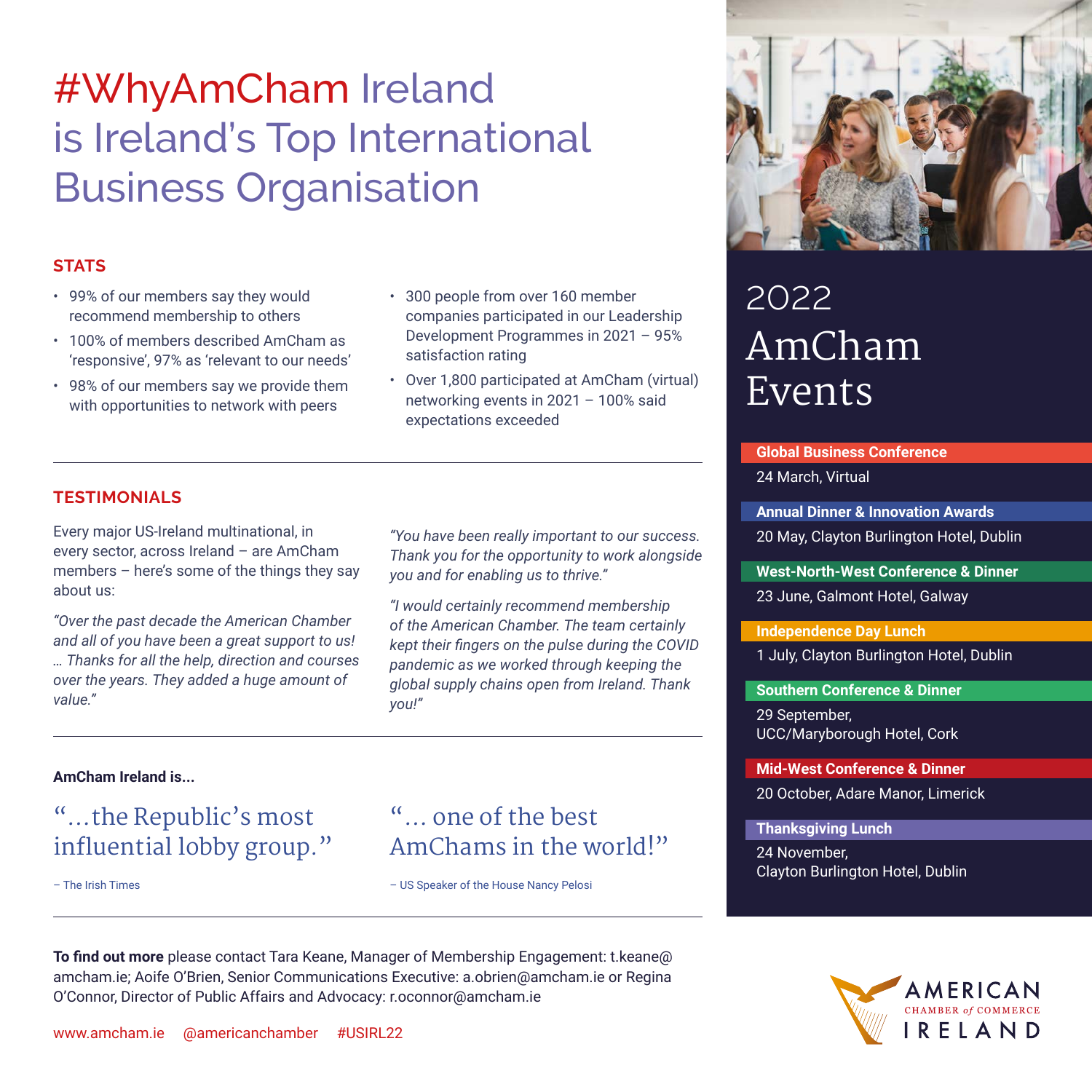# #WhyAmCham Ireland is Ireland's Top International Business Organisation

## STATS

- 99% of our members say they would recommend membership to others
- 100% of members described AmCham as 'responsive', 97% as 'relevant to our needs'
- 98% of our members say we provide them with opportunities to network with peers
- 300 people from over 160 member companies participated in our Leadership Development Programmes in 2021 – 95% satisfaction rating
- Over 1,800 participated at AmCham (virtual) networking events in 2021 – 100% said expectations exceeded

## TESTIMONIALS

Every major US-Ireland multinational, in every sector, across Ireland – are AmCham members – here's some of the things they say about us:

*"Over the past decade the American Chamber and all of you have been a great support to us! … Thanks for all the help, direction and courses over the years. They added a huge amount of value."*

*"You have been really important to our success. Thank you for the opportunity to work alongside you and for enabling us to thrive."*

*"I would certainly recommend membership of the American Chamber. The team certainly kept their fingers on the pulse during the COVID pandemic as we worked through keeping the global supply chains open from Ireland. Thank you!"*

**AmCham Ireland is...**

"...the Republic's most influential lobby group."

– The Irish Times

"... one of the best AmChams in the world!"

– US Speaker of the House Nancy Pelosi

**To find out more** please contact Tara Keane, Manager of Membership Engagement: t.keane@amcham.ie; Aoife O'Brien, Senior Communications Executive: a.obrien@amcham.ie or Regina O'Connor, Director of Public Affairs and Advocacy: r.oconnor@amcham.ie

www.amcham.ie @americanchamber #USIRL22

## 2022 AmCham Events

**Global Business Conference**
24 March, Virtual

**Annual Dinner & Innovation Awards**
20 May, Clayton Burlington Hotel, Dublin

**West-North-West Conference & Dinner**
23 June, Galmont Hotel, Galway

**Independence Day Lunch**
1 July, Clayton Burlington Hotel, Dublin

**Southern Conference & Dinner**
29 September, UCC/Maryborough Hotel, Cork

**Mid-West Conference & Dinner**
20 October, Adare Manor, Limerick

**Thanksgiving Lunch**
24 November, Clayton Burlington Hotel, Dublin

AMERICAN CHAMBER of COMMERCE IRELAND